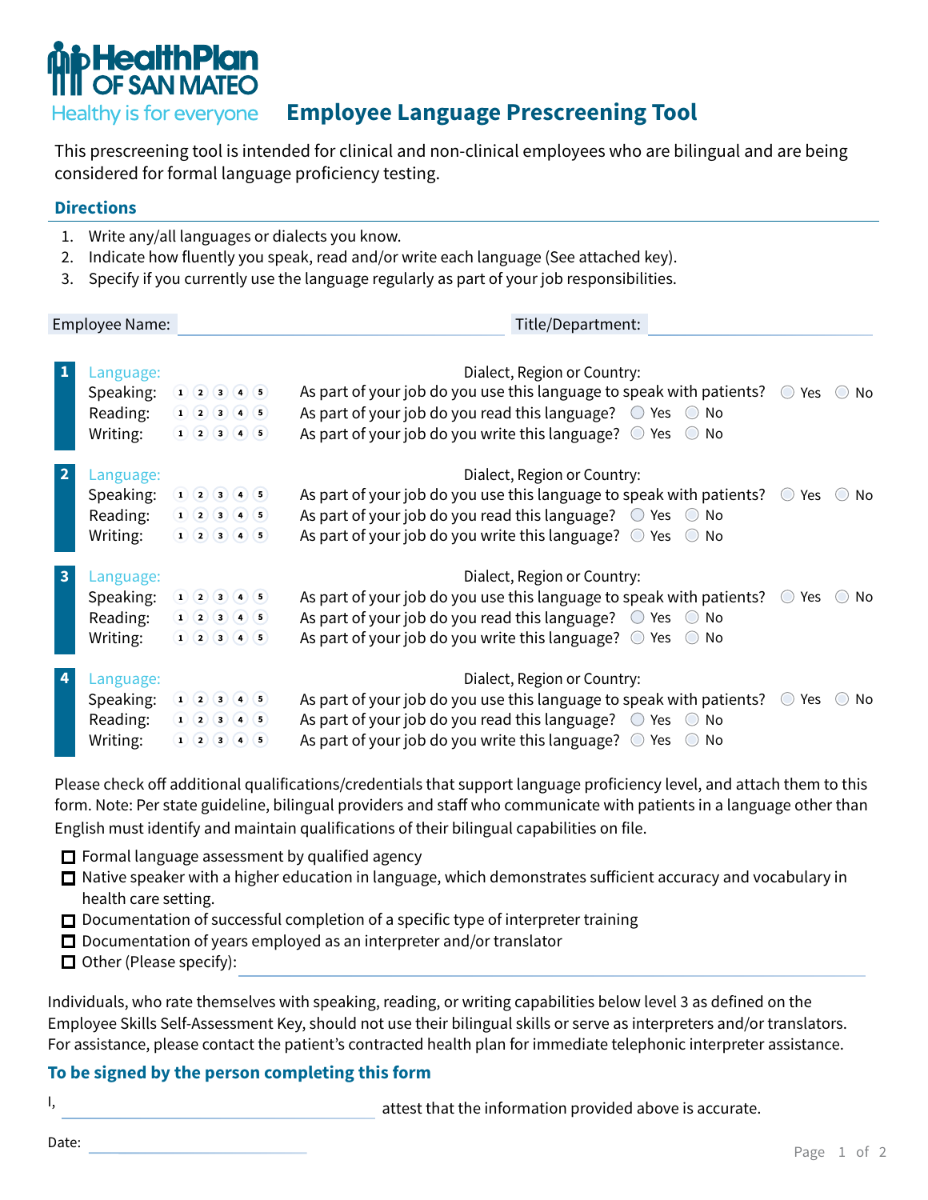HealthPlan OF SAN MATEO

Healthy is for everyone

# Employee Language Prescreening Tool

This prescreening tool is intended for clinical and non-clinical employees who are bilingual and are being considered for formal language proficiency testing.

## Directions

1. Write any/all languages or dialects you know.
2. Indicate how fluently you speak, read and/or write each language (See attached key).
3. Specify if you currently use the language regularly as part of your job responsibilities.

Employee Name: ______________________ Title/Department: ______________________

**1** Language: Dialect, Region or Country:

| | Rating | Question | Response |
|---|---|---|---|
| Speaking: | ① ② ③ ④ ⑤ | As part of your job do you use this language to speak with patients? | ○ Yes ○ No |
| Reading: | ① ② ③ ④ ⑤ | As part of your job do you read this language? | ○ Yes ○ No |
| Writing: | ① ② ③ ④ ⑤ | As part of your job do you write this language? | ○ Yes ○ No |

**2** Language: Dialect, Region or Country:

| | Rating | Question | Response |
|---|---|---|---|
| Speaking: | ① ② ③ ④ ⑤ | As part of your job do you use this language to speak with patients? | ○ Yes ○ No |
| Reading: | ① ② ③ ④ ⑤ | As part of your job do you read this language? | ○ Yes ○ No |
| Writing: | ① ② ③ ④ ⑤ | As part of your job do you write this language? | ○ Yes ○ No |

**3** Language: Dialect, Region or Country:

| | Rating | Question | Response |
|---|---|---|---|
| Speaking: | ① ② ③ ④ ⑤ | As part of your job do you use this language to speak with patients? | ○ Yes ○ No |
| Reading: | ① ② ③ ④ ⑤ | As part of your job do you read this language? | ○ Yes ○ No |
| Writing: | ① ② ③ ④ ⑤ | As part of your job do you write this language? | ○ Yes ○ No |

**4** Language: Dialect, Region or Country:

| | Rating | Question | Response |
|---|---|---|---|
| Speaking: | ① ② ③ ④ ⑤ | As part of your job do you use this language to speak with patients? | ○ Yes ○ No |
| Reading: | ① ② ③ ④ ⑤ | As part of your job do you read this language? | ○ Yes ○ No |
| Writing: | ① ② ③ ④ ⑤ | As part of your job do you write this language? | ○ Yes ○ No |

Please check off additional qualifications/credentials that support language proficiency level, and attach them to this form. Note: Per state guideline, bilingual providers and staff who communicate with patients in a language other than English must identify and maintain qualifications of their bilingual capabilities on file.

- ☐ Formal language assessment by qualified agency
- ☐ Native speaker with a higher education in language, which demonstrates sufficient accuracy and vocabulary in health care setting.
- ☐ Documentation of successful completion of a specific type of interpreter training
- ☐ Documentation of years employed as an interpreter and/or translator
- ☐ Other (Please specify): ______________________

Individuals, who rate themselves with speaking, reading, or writing capabilities below level 3 as defined on the Employee Skills Self-Assessment Key, should not use their bilingual skills or serve as interpreters and/or translators. For assistance, please contact the patient's contracted health plan for immediate telephonic interpreter assistance.

## To be signed by the person completing this form

I, ______________________ attest that the information provided above is accurate.

Date: ______________________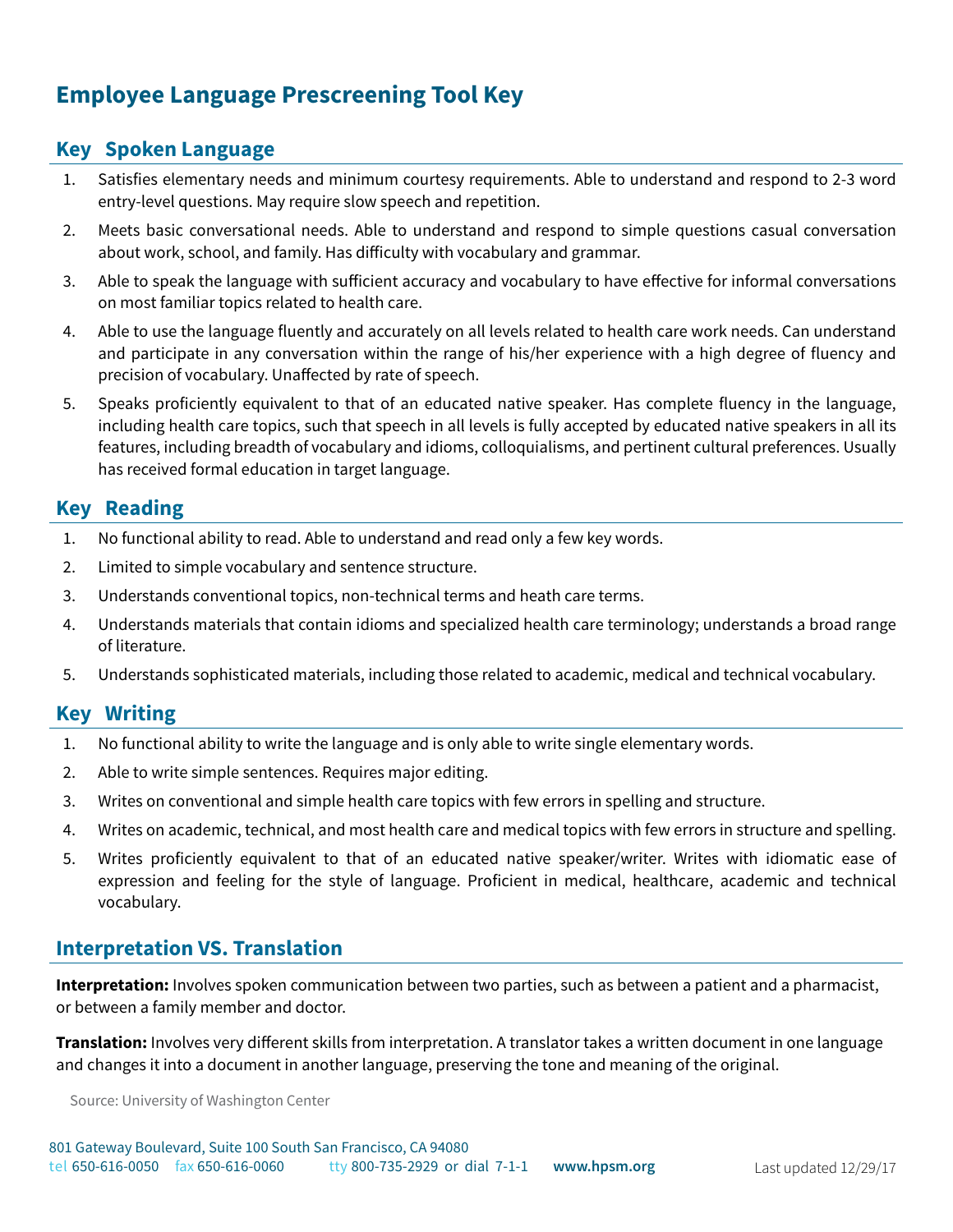# Employee Language Prescreening Tool Key

## Key Spoken Language

1. Satisfies elementary needs and minimum courtesy requirements. Able to understand and respond to 2-3 word entry-level questions. May require slow speech and repetition.
2. Meets basic conversational needs. Able to understand and respond to simple questions casual conversation about work, school, and family. Has difficulty with vocabulary and grammar.
3. Able to speak the language with sufficient accuracy and vocabulary to have effective for informal conversations on most familiar topics related to health care.
4. Able to use the language fluently and accurately on all levels related to health care work needs. Can understand and participate in any conversation within the range of his/her experience with a high degree of fluency and precision of vocabulary. Unaffected by rate of speech.
5. Speaks proficiently equivalent to that of an educated native speaker. Has complete fluency in the language, including health care topics, such that speech in all levels is fully accepted by educated native speakers in all its features, including breadth of vocabulary and idioms, colloquialisms, and pertinent cultural preferences. Usually has received formal education in target language.

## Key Reading

1. No functional ability to read. Able to understand and read only a few key words.
2. Limited to simple vocabulary and sentence structure.
3. Understands conventional topics, non-technical terms and heath care terms.
4. Understands materials that contain idioms and specialized health care terminology; understands a broad range of literature.
5. Understands sophisticated materials, including those related to academic, medical and technical vocabulary.

## Key Writing

1. No functional ability to write the language and is only able to write single elementary words.
2. Able to write simple sentences. Requires major editing.
3. Writes on conventional and simple health care topics with few errors in spelling and structure.
4. Writes on academic, technical, and most health care and medical topics with few errors in structure and spelling.
5. Writes proficiently equivalent to that of an educated native speaker/writer. Writes with idiomatic ease of expression and feeling for the style of language. Proficient in medical, healthcare, academic and technical vocabulary.

## Interpretation VS. Translation

**Interpretation:** Involves spoken communication between two parties, such as between a patient and a pharmacist, or between a family member and doctor.

**Translation:** Involves very different skills from interpretation. A translator takes a written document in one language and changes it into a document in another language, preserving the tone and meaning of the original.

Source: University of Washington Center

801 Gateway Boulevard, Suite 100 South San Francisco, CA 94080
tel 650-616-0050 fax 650-616-0060 tty 800-735-2929 or dial 7-1-1 **www.hpsm.org** Last updated 12/29/17